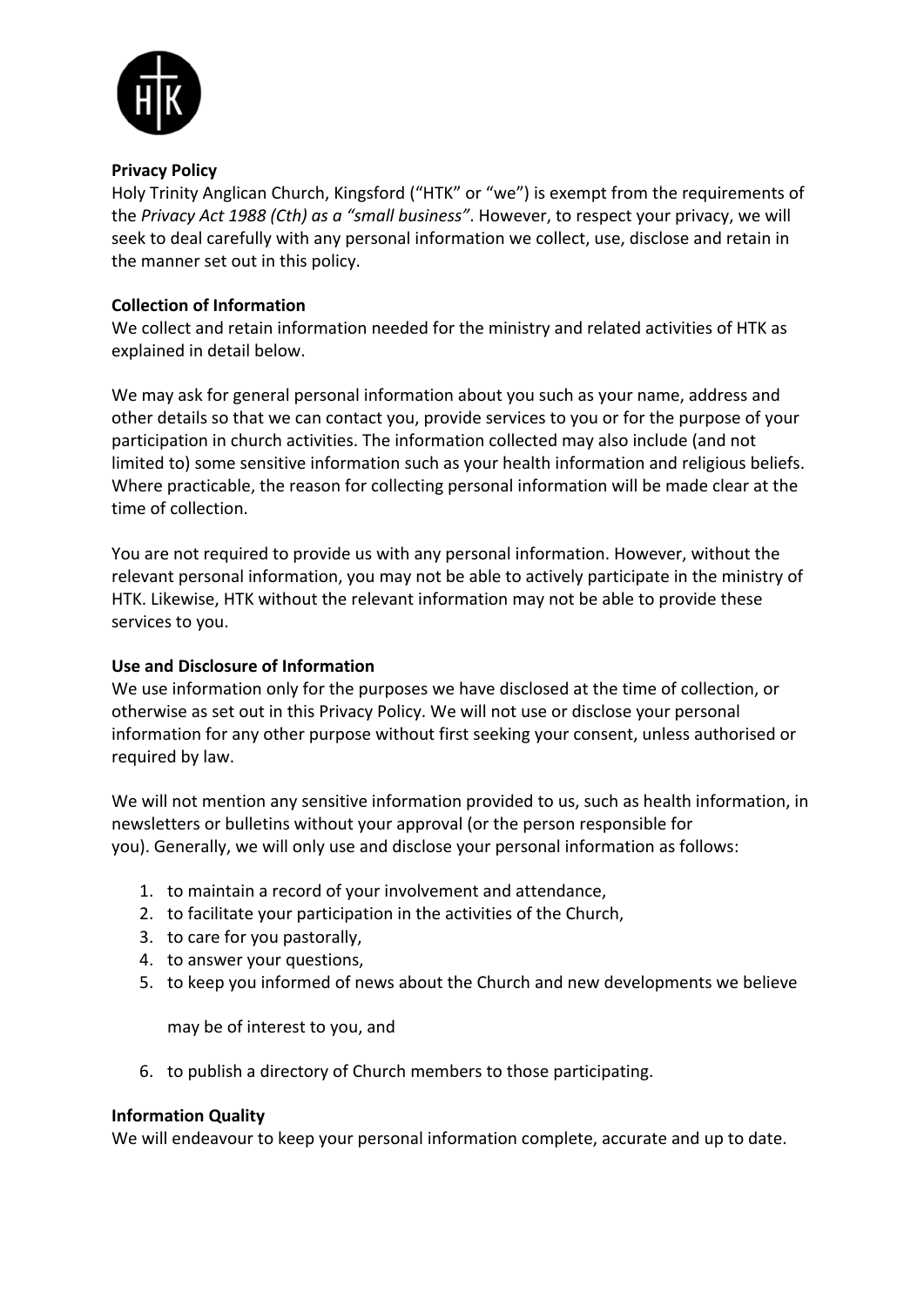**Privacy Policy**

Holy Trinity Anglican Church, Kingsford ("HTK" or "we") is exempt from the requirements of the *Privacy Act 1988 (Cth) as a "small business"*. However, to respect your privacy, we will seek to deal carefully with any personal information we collect, use, disclose and retain in the manner set out in this policy.

**Collection of Information**

We collect and retain information needed for the ministry and related activities of HTK as explained in detail below.

We may ask for general personal information about you such as your name, address and other details so that we can contact you, provide services to you or for the purpose of your participation in church activities. The information collected may also include (and not limited to) some sensitive information such as your health information and religious beliefs. Where practicable, the reason for collecting personal information will be made clear at the time of collection.

You are not required to provide us with any personal information. However, without the relevant personal information, you may not be able to actively participate in the ministry of HTK. Likewise, HTK without the relevant information may not be able to provide these services to you.

**Use and Disclosure of Information**

We use information only for the purposes we have disclosed at the time of collection, or otherwise as set out in this Privacy Policy. We will not use or disclose your personal information for any other purpose without first seeking your consent, unless authorised or required by law.

We will not mention any sensitive information provided to us, such as health information, in newsletters or bulletins without your approval (or the person responsible for you). Generally, we will only use and disclose your personal information as follows:

1. to maintain a record of your involvement and attendance,
2. to facilitate your participation in the activities of the Church,
3. to care for you pastorally,
4. to answer your questions,
5. to keep you informed of news about the Church and new developments we believe

   may be of interest to you, and

6. to publish a directory of Church members to those participating.

**Information Quality**

We will endeavour to keep your personal information complete, accurate and up to date.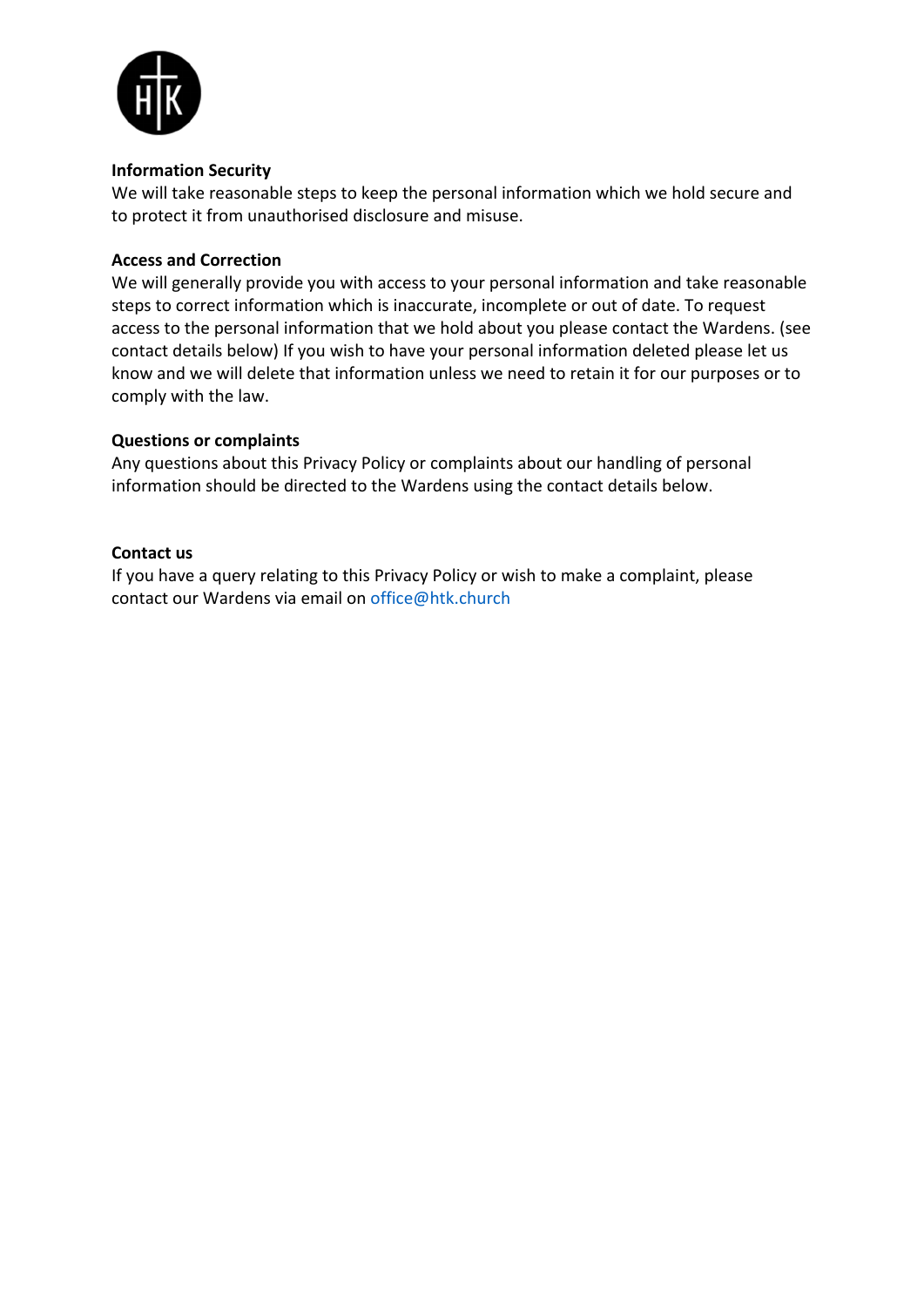**Information Security**

We will take reasonable steps to keep the personal information which we hold secure and to protect it from unauthorised disclosure and misuse.

**Access and Correction**

We will generally provide you with access to your personal information and take reasonable steps to correct information which is inaccurate, incomplete or out of date. To request access to the personal information that we hold about you please contact the Wardens. (see contact details below) If you wish to have your personal information deleted please let us know and we will delete that information unless we need to retain it for our purposes or to comply with the law.

**Questions or complaints**

Any questions about this Privacy Policy or complaints about our handling of personal information should be directed to the Wardens using the contact details below.

**Contact us**

If you have a query relating to this Privacy Policy or wish to make a complaint, please contact our Wardens via email on office@htk.church